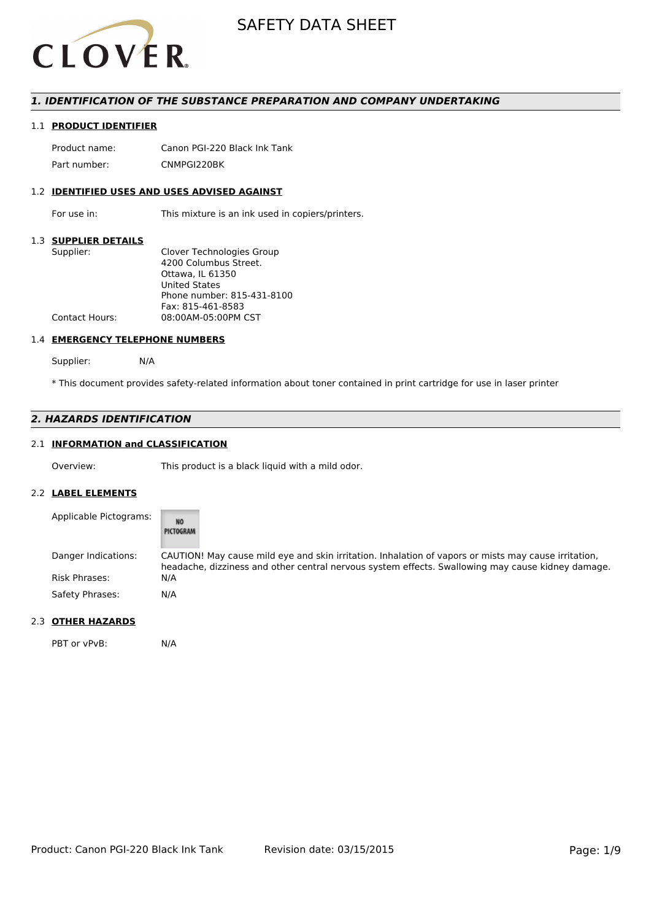# SAFETY DATA SHEET

## *1. IDENTIFICATION OF THE SUBSTANCE PREPARATION AND COMPANY UNDERTAKING*

### 1.1 **PRODUCT IDENTIFIER**

| | |
|---|---|
| Product name: | Canon PGI-220 Black Ink Tank |
| Part number: | CNMPGI220BK |

### 1.2 **IDENTIFIED USES AND USES ADVISED AGAINST**

| | |
|---|---|
| For use in: | This mixture is an ink used in copiers/printers. |

### 1.3 **SUPPLIER DETAILS**

| | |
|---|---|
| Supplier: | Clover Technologies Group<br>4200 Columbus Street.<br>Ottawa, IL 61350<br>United States<br>Phone number: 815-431-8100<br>Fax: 815-461-8583 |
| Contact Hours: | 08:00AM-05:00PM CST |

### 1.4 **EMERGENCY TELEPHONE NUMBERS**

Supplier: N/A

* This document provides safety-related information about toner contained in print cartridge for use in laser printer

## *2. HAZARDS IDENTIFICATION*

### 2.1 **INFORMATION and CLASSIFICATION**

| | |
|---|---|
| Overview: | This product is a black liquid with a mild odor. |

### 2.2 **LABEL ELEMENTS**

| | |
|---|---|
| Applicable Pictograms: | NO PICTOGRAM |
| Danger Indications: | CAUTION! May cause mild eye and skin irritation. Inhalation of vapors or mists may cause irritation, headache, dizziness and other central nervous system effects. Swallowing may cause kidney damage. |
| Risk Phrases: | N/A |
| Safety Phrases: | N/A |

### 2.3 **OTHER HAZARDS**

| | |
|---|---|
| PBT or vPvB: | N/A |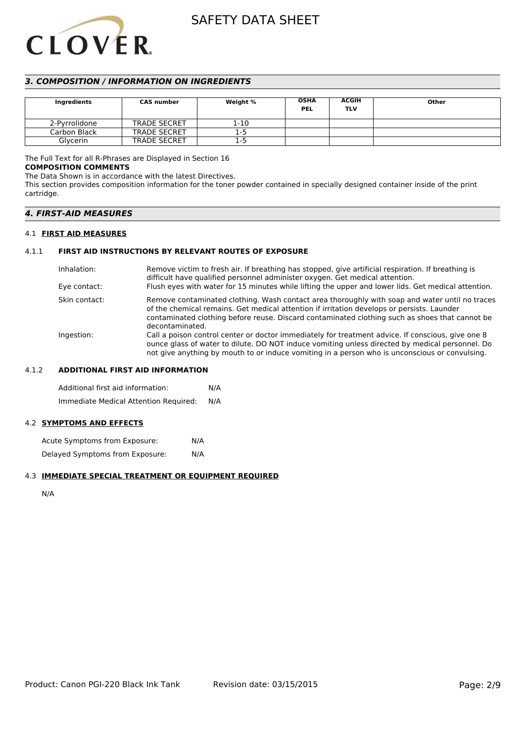## 3. COMPOSITION / INFORMATION ON INGREDIENTS

| Ingredients | CAS number | Weight % | OSHA PEL | ACGIH TLV | Other |
|---|---|---|---|---|---|
| 2-Pyrrolidone | TRADE SECRET | 1-10 | | | |
| Carbon Black | TRADE SECRET | 1-5 | | | |
| Glycerin | TRADE SECRET | 1-5 | | | |

The Full Text for all R-Phrases are Displayed in Section 16

**COMPOSITION COMMENTS**

The Data Shown is in accordance with the latest Directives.

This section provides composition information for the toner powder contained in specially designed container inside of the print cartridge.

## 4. FIRST-AID MEASURES

### 4.1 FIRST AID MEASURES

#### 4.1.1 FIRST AID INSTRUCTIONS BY RELEVANT ROUTES OF EXPOSURE

Inhalation: Remove victim to fresh air. If breathing has stopped, give artificial respiration. If breathing is difficult have qualified personnel administer oxygen. Get medical attention.

Eye contact: Flush eyes with water for 15 minutes while lifting the upper and lower lids. Get medical attention.

Skin contact: Remove contaminated clothing. Wash contact area thoroughly with soap and water until no traces of the chemical remains. Get medical attention if irritation develops or persists. Launder contaminated clothing before reuse. Discard contaminated clothing such as shoes that cannot be decontaminated.

Ingestion: Call a poison control center or doctor immediately for treatment advice. If conscious, give one 8 ounce glass of water to dilute. DO NOT induce vomiting unless directed by medical personnel. Do not give anything by mouth to or induce vomiting in a person who is unconscious or convulsing.

#### 4.1.2 ADDITIONAL FIRST AID INFORMATION

Additional first aid information: N/A

Immediate Medical Attention Required: N/A

### 4.2 SYMPTOMS AND EFFECTS

Acute Symptoms from Exposure: N/A

Delayed Symptoms from Exposure: N/A

### 4.3 IMMEDIATE SPECIAL TREATMENT OR EQUIPMENT REQUIRED

N/A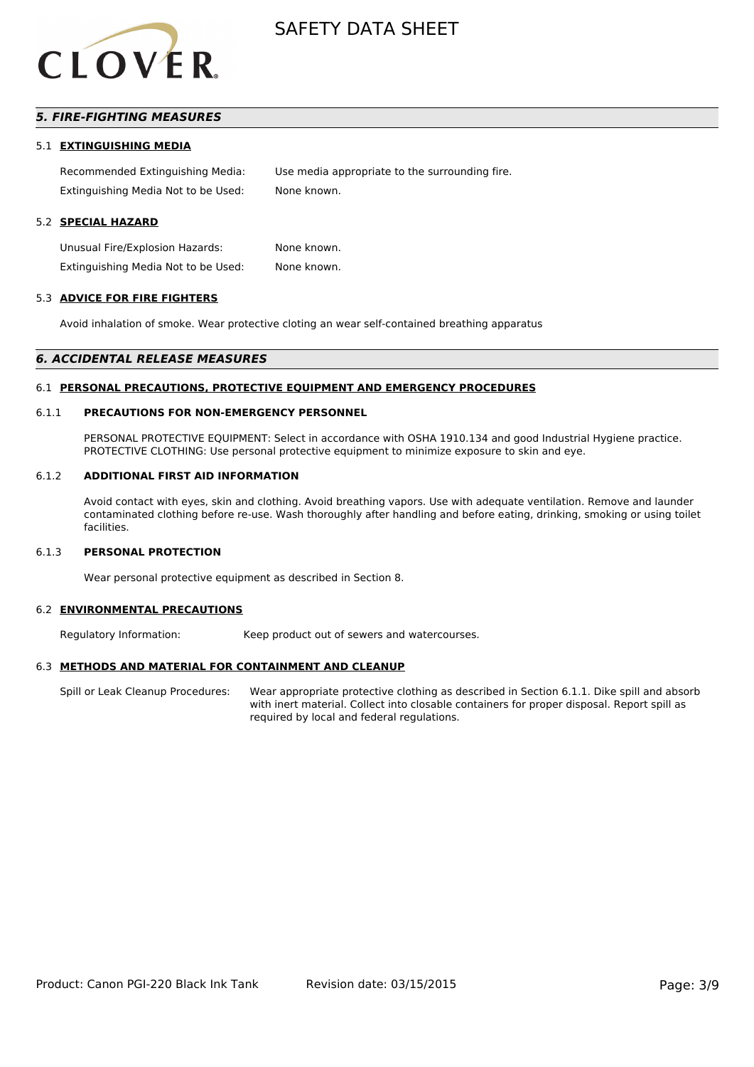## *5. FIRE-FIGHTING MEASURES*

### 5.1 EXTINGUISHING MEDIA

| | |
|---|---|
| Recommended Extinguishing Media: | Use media appropriate to the surrounding fire. |
| Extinguishing Media Not to be Used: | None known. |

### 5.2 SPECIAL HAZARD

| | |
|---|---|
| Unusual Fire/Explosion Hazards: | None known. |
| Extinguishing Media Not to be Used: | None known. |

### 5.3 ADVICE FOR FIRE FIGHTERS

Avoid inhalation of smoke. Wear protective cloting an wear self-contained breathing apparatus

## *6. ACCIDENTAL RELEASE MEASURES*

### 6.1 PERSONAL PRECAUTIONS, PROTECTIVE EQUIPMENT AND EMERGENCY PROCEDURES

#### 6.1.1 PRECAUTIONS FOR NON-EMERGENCY PERSONNEL

PERSONAL PROTECTIVE EQUIPMENT: Select in accordance with OSHA 1910.134 and good Industrial Hygiene practice.
PROTECTIVE CLOTHING: Use personal protective equipment to minimize exposure to skin and eye.

#### 6.1.2 ADDITIONAL FIRST AID INFORMATION

Avoid contact with eyes, skin and clothing. Avoid breathing vapors. Use with adequate ventilation. Remove and launder contaminated clothing before re-use. Wash thoroughly after handling and before eating, drinking, smoking or using toilet facilities.

#### 6.1.3 PERSONAL PROTECTION

Wear personal protective equipment as described in Section 8.

### 6.2 ENVIRONMENTAL PRECAUTIONS

| | |
|---|---|
| Regulatory Information: | Keep product out of sewers and watercourses. |

### 6.3 METHODS AND MATERIAL FOR CONTAINMENT AND CLEANUP

| | |
|---|---|
| Spill or Leak Cleanup Procedures: | Wear appropriate protective clothing as described in Section 6.1.1. Dike spill and absorb with inert material. Collect into closable containers for proper disposal. Report spill as required by local and federal regulations. |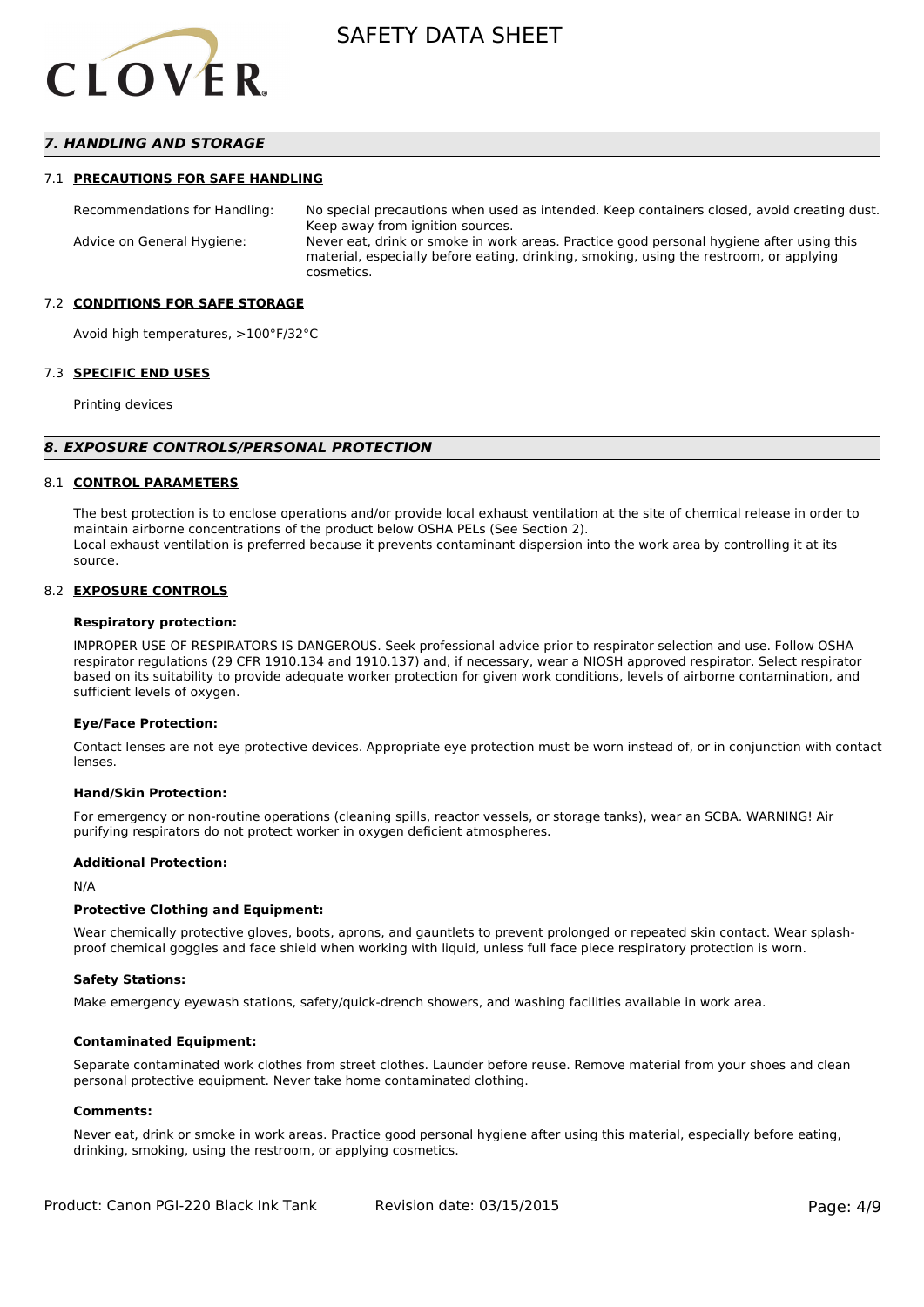## 7. HANDLING AND STORAGE

### 7.1 PRECAUTIONS FOR SAFE HANDLING

Recommendations for Handling: No special precautions when used as intended. Keep containers closed, avoid creating dust. Keep away from ignition sources.

Advice on General Hygiene: Never eat, drink or smoke in work areas. Practice good personal hygiene after using this material, especially before eating, drinking, smoking, using the restroom, or applying cosmetics.

### 7.2 CONDITIONS FOR SAFE STORAGE

Avoid high temperatures, >100°F/32°C

### 7.3 SPECIFIC END USES

Printing devices

## 8. EXPOSURE CONTROLS/PERSONAL PROTECTION

### 8.1 CONTROL PARAMETERS

The best protection is to enclose operations and/or provide local exhaust ventilation at the site of chemical release in order to maintain airborne concentrations of the product below OSHA PELs (See Section 2).
Local exhaust ventilation is preferred because it prevents contaminant dispersion into the work area by controlling it at its source.

### 8.2 EXPOSURE CONTROLS

**Respiratory protection:**

IMPROPER USE OF RESPIRATORS IS DANGEROUS. Seek professional advice prior to respirator selection and use. Follow OSHA respirator regulations (29 CFR 1910.134 and 1910.137) and, if necessary, wear a NIOSH approved respirator. Select respirator based on its suitability to provide adequate worker protection for given work conditions, levels of airborne contamination, and sufficient levels of oxygen.

**Eye/Face Protection:**

Contact lenses are not eye protective devices. Appropriate eye protection must be worn instead of, or in conjunction with contact lenses.

**Hand/Skin Protection:**

For emergency or non-routine operations (cleaning spills, reactor vessels, or storage tanks), wear an SCBA. WARNING! Air purifying respirators do not protect worker in oxygen deficient atmospheres.

**Additional Protection:**

N/A

**Protective Clothing and Equipment:**

Wear chemically protective gloves, boots, aprons, and gauntlets to prevent prolonged or repeated skin contact. Wear splash-proof chemical goggles and face shield when working with liquid, unless full face piece respiratory protection is worn.

**Safety Stations:**

Make emergency eyewash stations, safety/quick-drench showers, and washing facilities available in work area.

**Contaminated Equipment:**

Separate contaminated work clothes from street clothes. Launder before reuse. Remove material from your shoes and clean personal protective equipment. Never take home contaminated clothing.

**Comments:**

Never eat, drink or smoke in work areas. Practice good personal hygiene after using this material, especially before eating, drinking, smoking, using the restroom, or applying cosmetics.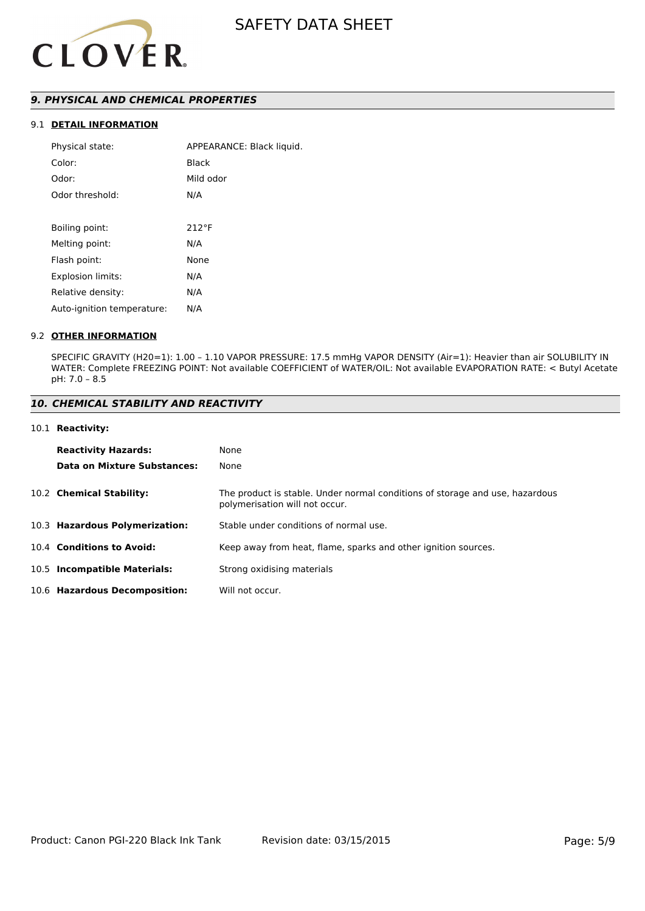## 9. PHYSICAL AND CHEMICAL PROPERTIES

### 9.1 DETAIL INFORMATION

| | |
|---|---|
| Physical state: | APPEARANCE: Black liquid. |
| Color: | Black |
| Odor: | Mild odor |
| Odor threshold: | N/A |
| | |
| Boiling point: | 212°F |
| Melting point: | N/A |
| Flash point: | None |
| Explosion limits: | N/A |
| Relative density: | N/A |
| Auto-ignition temperature: | N/A |

### 9.2 OTHER INFORMATION

SPECIFIC GRAVITY (H20=1): 1.00 – 1.10 VAPOR PRESSURE: 17.5 mmHg VAPOR DENSITY (Air=1): Heavier than air SOLUBILITY IN WATER: Complete FREEZING POINT: Not available COEFFICIENT of WATER/OIL: Not available EVAPORATION RATE: < Butyl Acetate pH: 7.0 – 8.5

## 10. CHEMICAL STABILITY AND REACTIVITY

### 10.1 Reactivity:

| | |
|---|---|
| **Reactivity Hazards:** | None |
| **Data on Mixture Substances:** | None |

**10.2 Chemical Stability:** The product is stable. Under normal conditions of storage and use, hazardous polymerisation will not occur.

**10.3 Hazardous Polymerization:** Stable under conditions of normal use.

**10.4 Conditions to Avoid:** Keep away from heat, flame, sparks and other ignition sources.

**10.5 Incompatible Materials:** Strong oxidising materials

**10.6 Hazardous Decomposition:** Will not occur.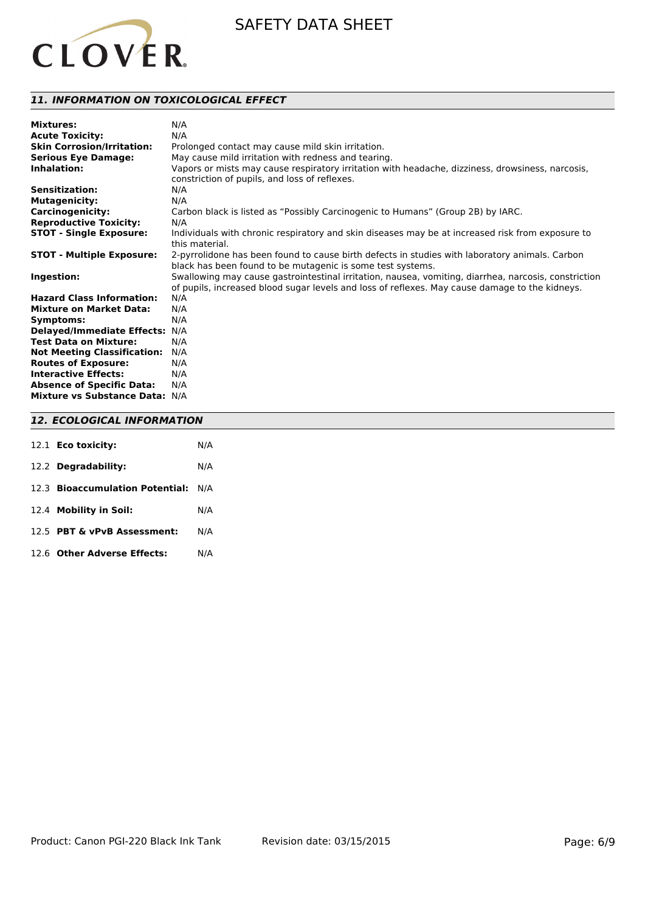## *11. INFORMATION ON TOXICOLOGICAL EFFECT*

| | |
|---|---|
| **Mixtures:** | N/A |
| **Acute Toxicity:** | N/A |
| **Skin Corrosion/Irritation:** | Prolonged contact may cause mild skin irritation. |
| **Serious Eye Damage:** | May cause mild irritation with redness and tearing. |
| **Inhalation:** | Vapors or mists may cause respiratory irritation with headache, dizziness, drowsiness, narcosis, constriction of pupils, and loss of reflexes. |
| **Sensitization:** | N/A |
| **Mutagenicity:** | N/A |
| **Carcinogenicity:** | Carbon black is listed as “Possibly Carcinogenic to Humans” (Group 2B) by IARC. |
| **Reproductive Toxicity:** | N/A |
| **STOT - Single Exposure:** | Individuals with chronic respiratory and skin diseases may be at increased risk from exposure to this material. |
| **STOT - Multiple Exposure:** | 2-pyrrolidone has been found to cause birth defects in studies with laboratory animals. Carbon black has been found to be mutagenic is some test systems. |
| **Ingestion:** | Swallowing may cause gastrointestinal irritation, nausea, vomiting, diarrhea, narcosis, constriction of pupils, increased blood sugar levels and loss of reflexes. May cause damage to the kidneys. |
| **Hazard Class Information:** | N/A |
| **Mixture on Market Data:** | N/A |
| **Symptoms:** | N/A |
| **Delayed/Immediate Effects:** | N/A |
| **Test Data on Mixture:** | N/A |
| **Not Meeting Classification:** | N/A |
| **Routes of Exposure:** | N/A |
| **Interactive Effects:** | N/A |
| **Absence of Specific Data:** | N/A |
| **Mixture vs Substance Data:** | N/A |

## *12. ECOLOGICAL INFORMATION*

| | |
|---|---|
| 12.1 **Eco toxicity:** | N/A |
| 12.2 **Degradability:** | N/A |
| 12.3 **Bioaccumulation Potential:** | N/A |
| 12.4 **Mobility in Soil:** | N/A |
| 12.5 **PBT & vPvB Assessment:** | N/A |
| 12.6 **Other Adverse Effects:** | N/A |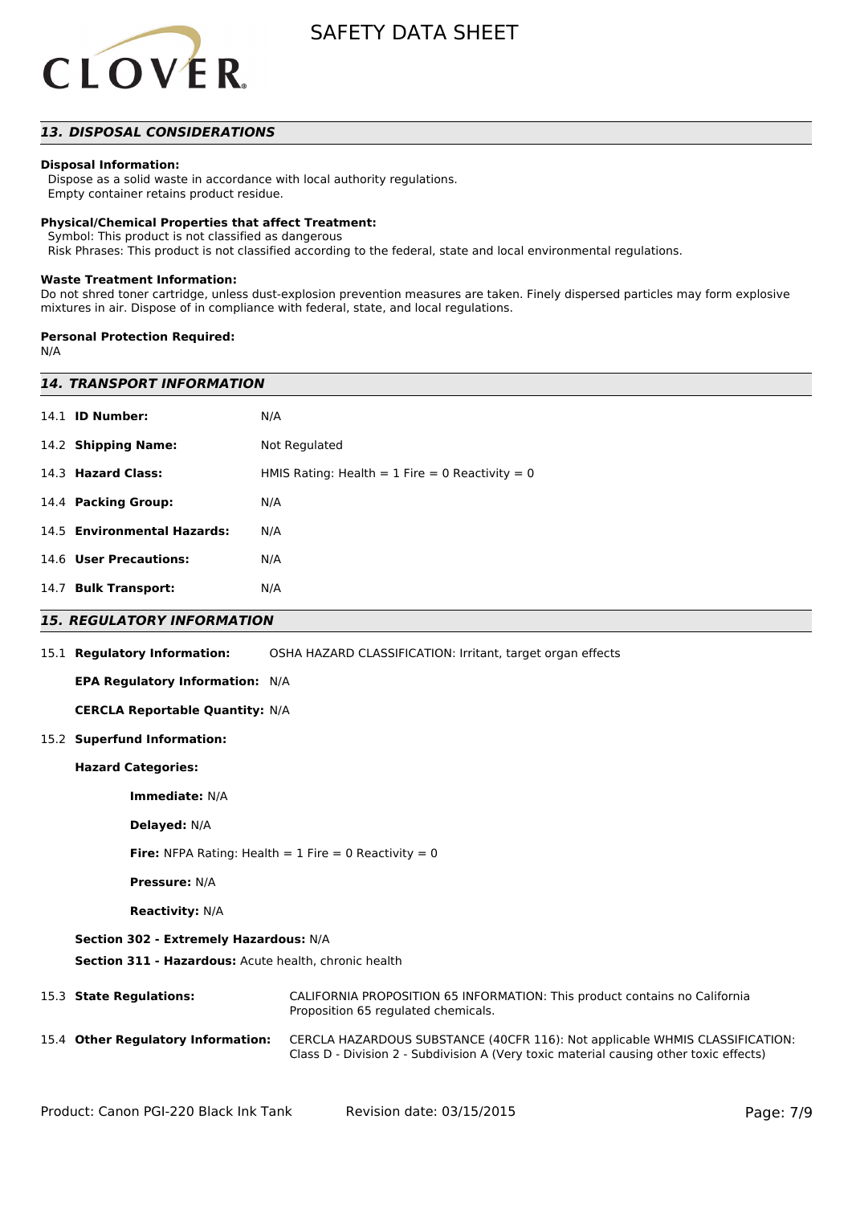## 13. DISPOSAL CONSIDERATIONS

**Disposal Information:**
Dispose as a solid waste in accordance with local authority regulations.
Empty container retains product residue.

**Physical/Chemical Properties that affect Treatment:**
Symbol: This product is not classified as dangerous
Risk Phrases: This product is not classified according to the federal, state and local environmental regulations.

**Waste Treatment Information:**
Do not shred toner cartridge, unless dust-explosion prevention measures are taken. Finely dispersed particles may form explosive mixtures in air. Dispose of in compliance with federal, state, and local regulations.

**Personal Protection Required:**
N/A

## 14. TRANSPORT INFORMATION

| | |
|---|---|
| 14.1 **ID Number:** | N/A |
| 14.2 **Shipping Name:** | Not Regulated |
| 14.3 **Hazard Class:** | HMIS Rating: Health = 1 Fire = 0 Reactivity = 0 |
| 14.4 **Packing Group:** | N/A |
| 14.5 **Environmental Hazards:** | N/A |
| 14.6 **User Precautions:** | N/A |
| 14.7 **Bulk Transport:** | N/A |

## 15. REGULATORY INFORMATION

15.1 **Regulatory Information:** OSHA HAZARD CLASSIFICATION: Irritant, target organ effects

**EPA Regulatory Information:** N/A

**CERCLA Reportable Quantity:** N/A

15.2 **Superfund Information:**

**Hazard Categories:**

**Immediate:** N/A

**Delayed:** N/A

**Fire:** NFPA Rating: Health = 1 Fire = 0 Reactivity = 0

**Pressure:** N/A

**Reactivity:** N/A

**Section 302 - Extremely Hazardous:** N/A

**Section 311 - Hazardous:** Acute health, chronic health

15.3 **State Regulations:** CALIFORNIA PROPOSITION 65 INFORMATION: This product contains no California Proposition 65 regulated chemicals.

15.4 **Other Regulatory Information:** CERCLA HAZARDOUS SUBSTANCE (40CFR 116): Not applicable WHMIS CLASSIFICATION: Class D - Division 2 - Subdivision A (Very toxic material causing other toxic effects)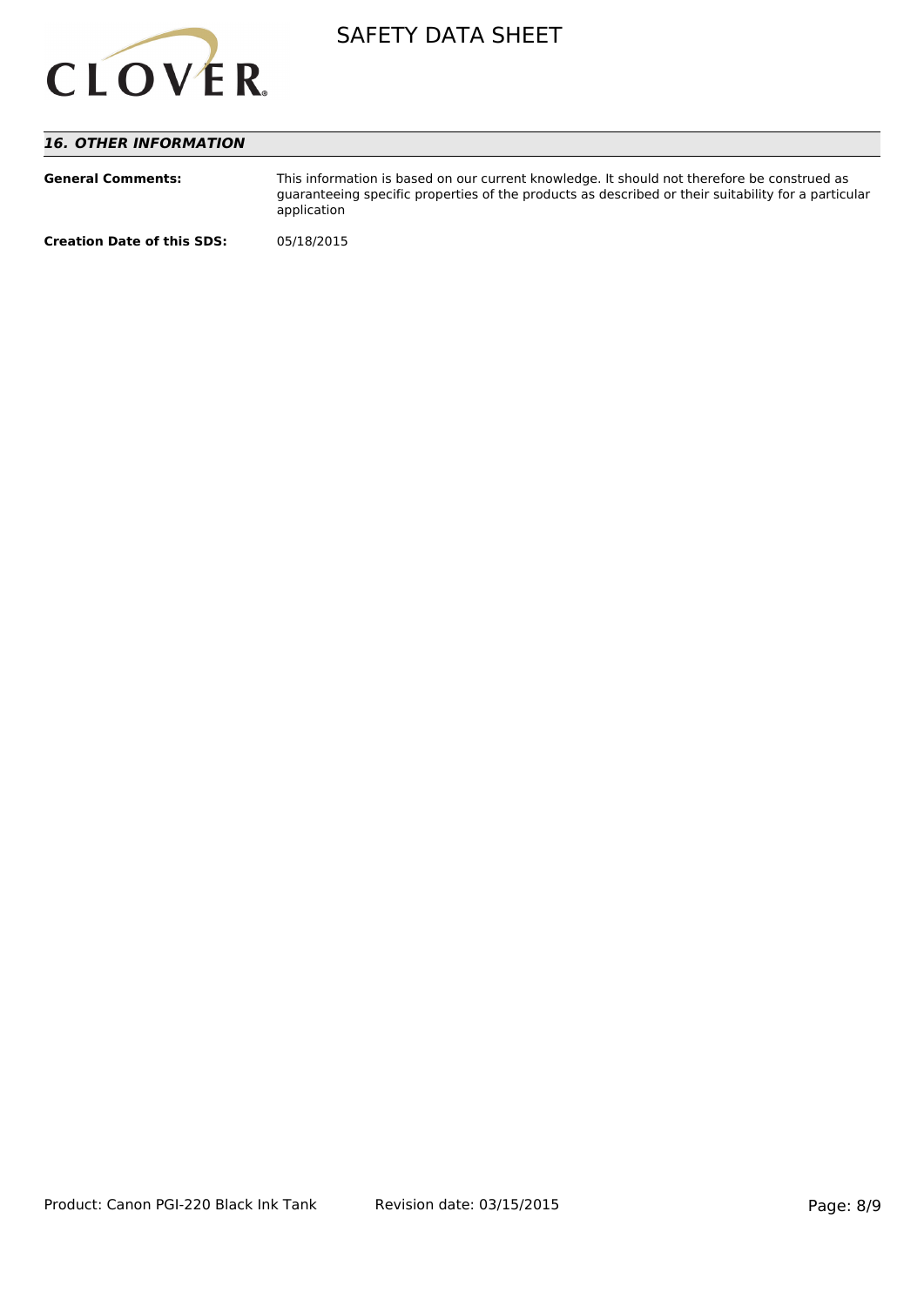## *16. OTHER INFORMATION*

**General Comments:** This information is based on our current knowledge. It should not therefore be construed as guaranteeing specific properties of the products as described or their suitability for a particular application

**Creation Date of this SDS:** 05/18/2015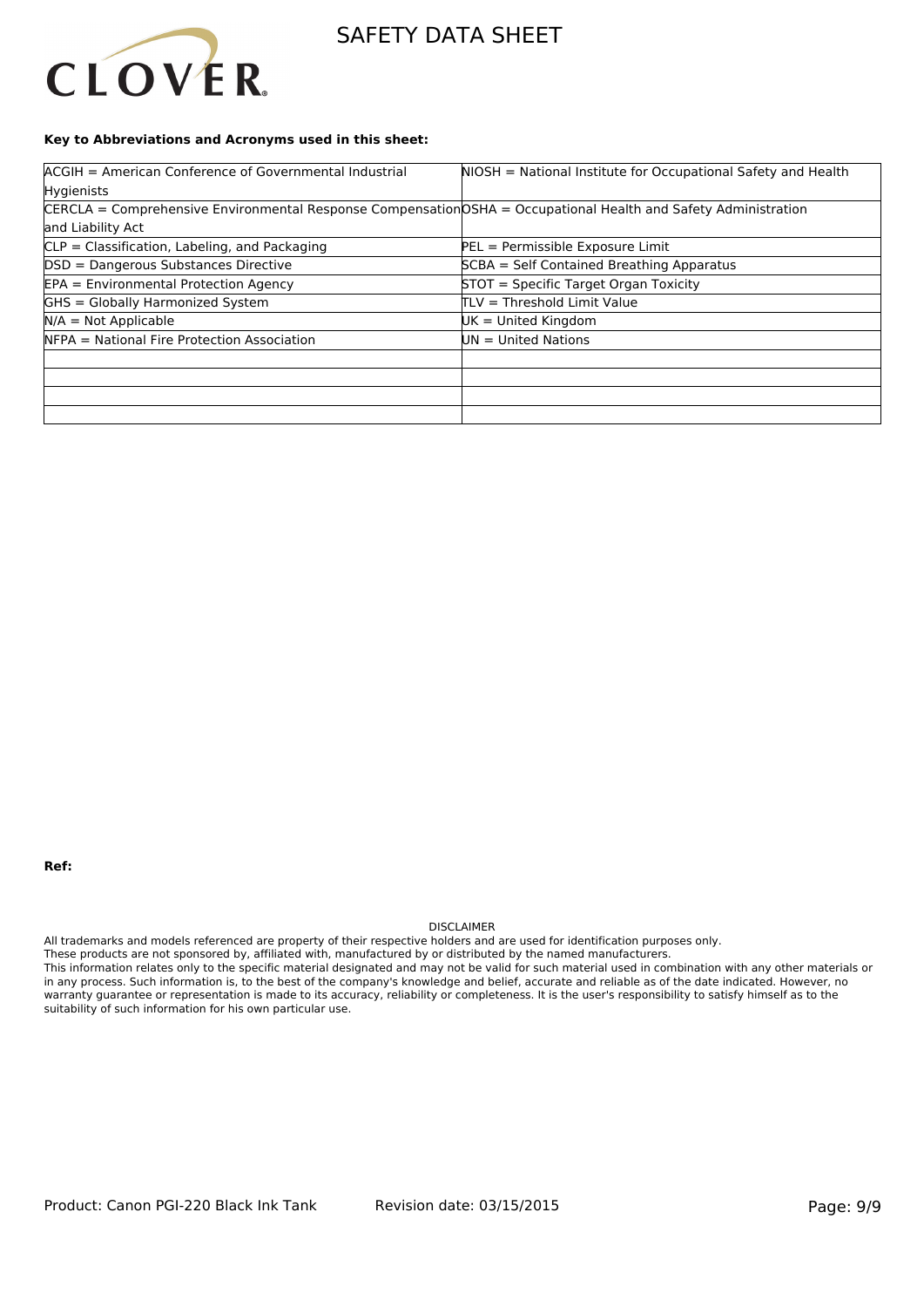**Key to Abbreviations and Acronyms used in this sheet:**

| | |
|---|---|
| ACGIH = American Conference of Governmental Industrial Hygienists | NIOSH = National Institute for Occupational Safety and Health |
| CERCLA = Comprehensive Environmental Response Compensation and Liability Act | OSHA = Occupational Health and Safety Administration |
| CLP = Classification, Labeling, and Packaging | PEL = Permissible Exposure Limit |
| DSD = Dangerous Substances Directive | SCBA = Self Contained Breathing Apparatus |
| EPA = Environmental Protection Agency | STOT = Specific Target Organ Toxicity |
| GHS = Globally Harmonized System | TLV = Threshold Limit Value |
| N/A = Not Applicable | UK = United Kingdom |
| NFPA = National Fire Protection Association | UN = United Nations |
| | |
| | |
| | |
| | |

**Ref:**

DISCLAIMER

All trademarks and models referenced are property of their respective holders and are used for identification purposes only.
These products are not sponsored by, affiliated with, manufactured by or distributed by the named manufacturers.
This information relates only to the specific material designated and may not be valid for such material used in combination with any other materials or in any process. Such information is, to the best of the company's knowledge and belief, accurate and reliable as of the date indicated. However, no warranty guarantee or representation is made to its accuracy, reliability or completeness. It is the user's responsibility to satisfy himself as to the suitability of such information for his own particular use.

Product: Canon PGI-220 Black Ink Tank Revision date: 03/15/2015